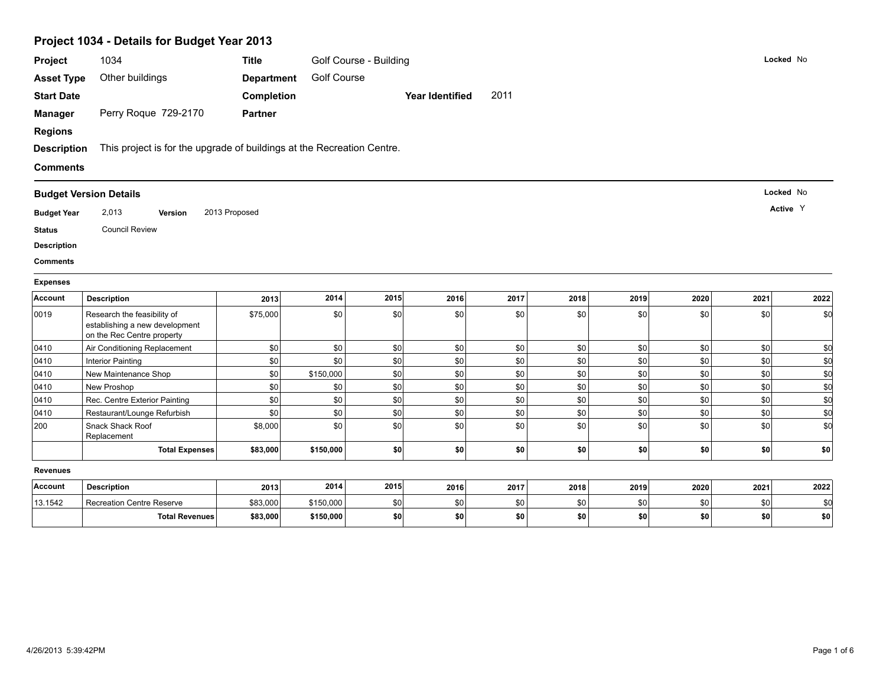# Project 1034 - Details for Budget Year 2013

| | | | | | | |
|---|---|---|---|---|---|---|
| **Project** | 1034 | **Title** | Golf Course - Building | | | **Locked** No |
| **Asset Type** | Other buildings | **Department** | Golf Course | | | |
| **Start Date** | | **Completion** | | **Year Identified** | 2011 | |
| **Manager** | Perry Roque 729-2170 | **Partner** | | | | |
| **Regions** | | | | | | |
| **Description** | This project is for the upgrade of buildings at the Recreation Centre. | | | | | |
| **Comments** | | | | | | |

## Budget Version Details

**Locked** No

**Active** Y

**Budget Year** 2,013 **Version** 2013 Proposed

**Status** Council Review

**Description**

**Comments**

### Expenses

| Account | Description | 2013 | 2014 | 2015 | 2016 | 2017 | 2018 | 2019 | 2020 | 2021 | 2022 |
|---|---|---|---|---|---|---|---|---|---|---|---|
| 0019 | Research the feasibility of establishing a new development on the Rec Centre property | $75,000 | $0 | $0 | $0 | $0 | $0 | $0 | $0 | $0 | $0 |
| 0410 | Air Conditioning Replacement | $0 | $0 | $0 | $0 | $0 | $0 | $0 | $0 | $0 | $0 |
| 0410 | Interior Painting | $0 | $0 | $0 | $0 | $0 | $0 | $0 | $0 | $0 | $0 |
| 0410 | New Maintenance Shop | $0 | $150,000 | $0 | $0 | $0 | $0 | $0 | $0 | $0 | $0 |
| 0410 | New Proshop | $0 | $0 | $0 | $0 | $0 | $0 | $0 | $0 | $0 | $0 |
| 0410 | Rec. Centre Exterior Painting | $0 | $0 | $0 | $0 | $0 | $0 | $0 | $0 | $0 | $0 |
| 0410 | Restaurant/Lounge Refurbish | $0 | $0 | $0 | $0 | $0 | $0 | $0 | $0 | $0 | $0 |
| 200 | Snack Shack Roof Replacement | $8,000 | $0 | $0 | $0 | $0 | $0 | $0 | $0 | $0 | $0 |
| | **Total Expenses** | **$83,000** | **$150,000** | **$0** | **$0** | **$0** | **$0** | **$0** | **$0** | **$0** | **$0** |

### Revenues

| Account | Description | 2013 | 2014 | 2015 | 2016 | 2017 | 2018 | 2019 | 2020 | 2021 | 2022 |
|---|---|---|---|---|---|---|---|---|---|---|---|
| 13.1542 | Recreation Centre Reserve | $83,000 | $150,000 | $0 | $0 | $0 | $0 | $0 | $0 | $0 | $0 |
| | **Total Revenues** | **$83,000** | **$150,000** | **$0** | **$0** | **$0** | **$0** | **$0** | **$0** | **$0** | **$0** |

4/26/2013 5:39:42PM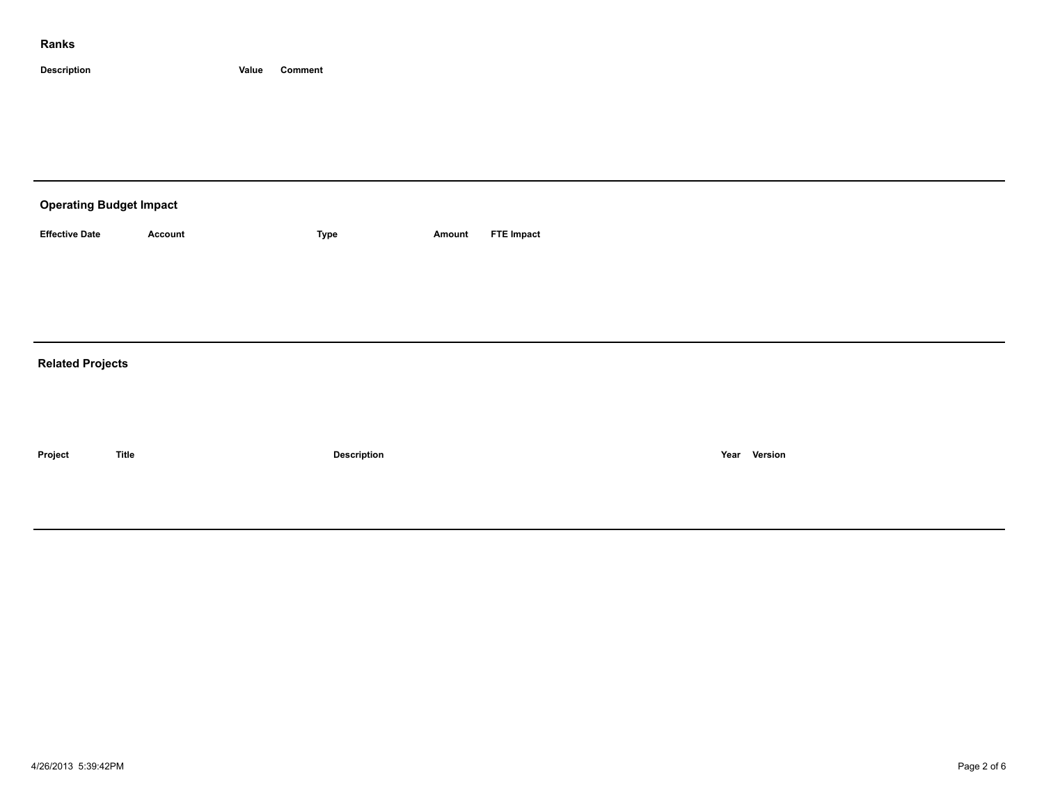## Ranks

| Description | Value | Comment |
|---|---|---|

---

## Operating Budget Impact

| Effective Date | Account | Type | Amount | FTE Impact |
|---|---|---|---|---|

---

## Related Projects

| Project | Title | Description | Year | Version |
|---|---|---|---|---|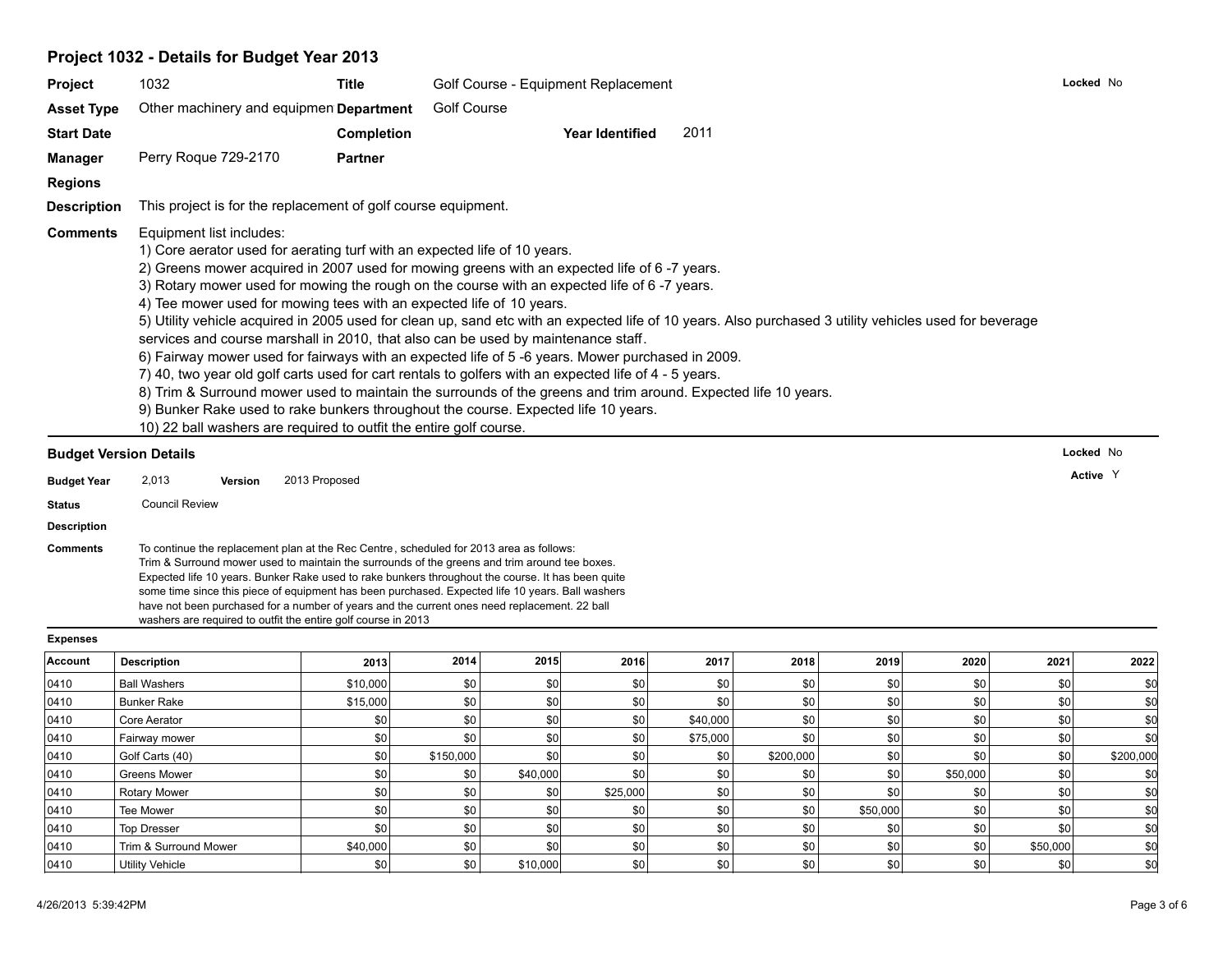## Project 1032 - Details for Budget Year 2013

**Project** 1032 **Title** Golf Course - Equipment Replacement **Locked** No

**Asset Type** Other machinery and equipmen **Department** Golf Course

**Start Date** **Completion** **Year Identified** 2011

**Manager** Perry Roque 729-2170 **Partner**

**Regions**

**Description** This project is for the replacement of golf course equipment.

**Comments** Equipment list includes:

1) Core aerator used for aerating turf with an expected life of 10 years.
2) Greens mower acquired in 2007 used for mowing greens with an expected life of 6 -7 years.
3) Rotary mower used for mowing the rough on the course with an expected life of 6 -7 years.
4) Tee mower used for mowing tees with an expected life of 10 years.
5) Utility vehicle acquired in 2005 used for clean up, sand etc with an expected life of 10 years. Also purchased 3 utility vehicles used for beverage services and course marshall in 2010, that also can be used by maintenance staff.
6) Fairway mower used for fairways with an expected life of 5 -6 years. Mower purchased in 2009.
7) 40, two year old golf carts used for cart rentals to golfers with an expected life of 4 - 5 years.
8) Trim & Surround mower used to maintain the surrounds of the greens and trim around. Expected life 10 years.
9) Bunker Rake used to rake bunkers throughout the course. Expected life 10 years.
10) 22 ball washers are required to outfit the entire golf course.

### Budget Version Details

**Locked** No

**Budget Year** 2,013 **Version** 2013 Proposed **Active** Y

**Status** Council Review

**Description**

**Comments** To continue the replacement plan at the Rec Centre, scheduled for 2013 area as follows: Trim & Surround mower used to maintain the surrounds of the greens and trim around tee boxes. Expected life 10 years. Bunker Rake used to rake bunkers throughout the course. It has been quite some time since this piece of equipment has been purchased. Expected life 10 years. Ball washers have not been purchased for a number of years and the current ones need replacement. 22 ball washers are required to outfit the entire golf course in 2013

**Expenses**

| Account | Description | 2013 | 2014 | 2015 | 2016 | 2017 | 2018 | 2019 | 2020 | 2021 | 2022 |
|---|---|---|---|---|---|---|---|---|---|---|---|
| 0410 | Ball Washers | $10,000 | $0 | $0 | $0 | $0 | $0 | $0 | $0 | $0 | $0 |
| 0410 | Bunker Rake | $15,000 | $0 | $0 | $0 | $0 | $0 | $0 | $0 | $0 | $0 |
| 0410 | Core Aerator | $0 | $0 | $0 | $0 | $40,000 | $0 | $0 | $0 | $0 | $0 |
| 0410 | Fairway mower | $0 | $0 | $0 | $0 | $75,000 | $0 | $0 | $0 | $0 | $0 |
| 0410 | Golf Carts (40) | $0 | $150,000 | $0 | $0 | $0 | $200,000 | $0 | $0 | $0 | $200,000 |
| 0410 | Greens Mower | $0 | $0 | $40,000 | $0 | $0 | $0 | $0 | $50,000 | $0 | $0 |
| 0410 | Rotary Mower | $0 | $0 | $0 | $25,000 | $0 | $0 | $0 | $0 | $0 | $0 |
| 0410 | Tee Mower | $0 | $0 | $0 | $0 | $0 | $0 | $50,000 | $0 | $0 | $0 |
| 0410 | Top Dresser | $0 | $0 | $0 | $0 | $0 | $0 | $0 | $0 | $0 | $0 |
| 0410 | Trim & Surround Mower | $40,000 | $0 | $0 | $0 | $0 | $0 | $0 | $0 | $50,000 | $0 |
| 0410 | Utility Vehicle | $0 | $0 | $10,000 | $0 | $0 | $0 | $0 | $0 | $0 | $0 |

4/26/2013 5:39:42PM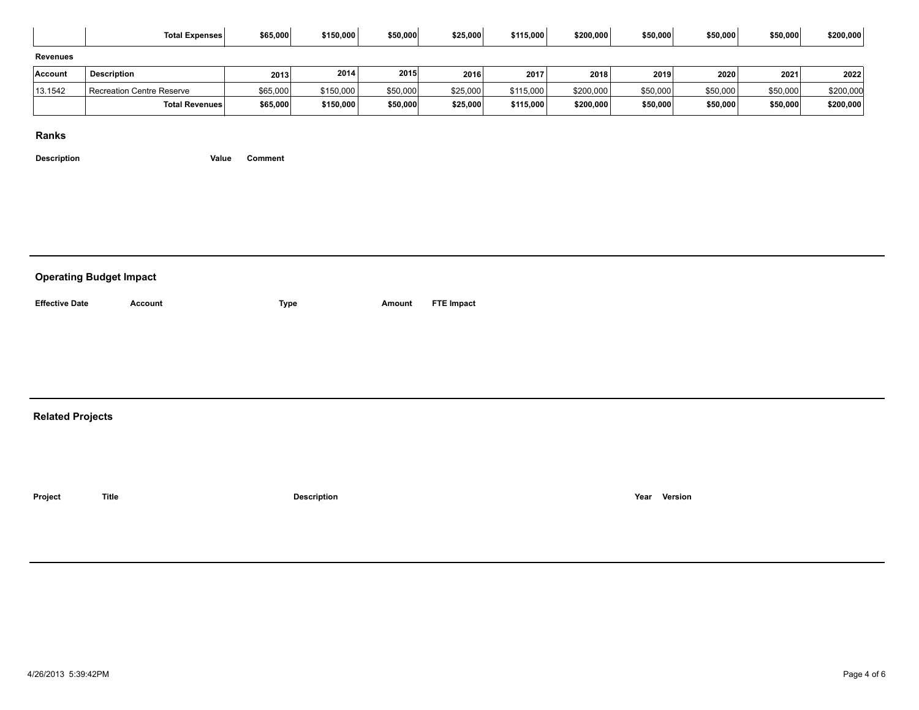| | Total Expenses | $65,000 | $150,000 | $50,000 | $25,000 | $115,000 | $200,000 | $50,000 | $50,000 | $50,000 | $200,000 |
|---|---|---|---|---|---|---|---|---|---|---|---|

**Revenues**

| Account | Description | 2013 | 2014 | 2015 | 2016 | 2017 | 2018 | 2019 | 2020 | 2021 | 2022 |
|---|---|---|---|---|---|---|---|---|---|---|---|
| 13.1542 | Recreation Centre Reserve | $65,000 | $150,000 | $50,000 | $25,000 | $115,000 | $200,000 | $50,000 | $50,000 | $50,000 | $200,000 |
| | **Total Revenues** | **$65,000** | **$150,000** | **$50,000** | **$25,000** | **$115,000** | **$200,000** | **$50,000** | **$50,000** | **$50,000** | **$200,000** |

## Ranks

| Description | Value | Comment |
|---|---|---|

## Operating Budget Impact

| Effective Date | Account | Type | Amount | FTE Impact |
|---|---|---|---|---|

## Related Projects

| Project | Title | Description | Year | Version |
|---|---|---|---|---|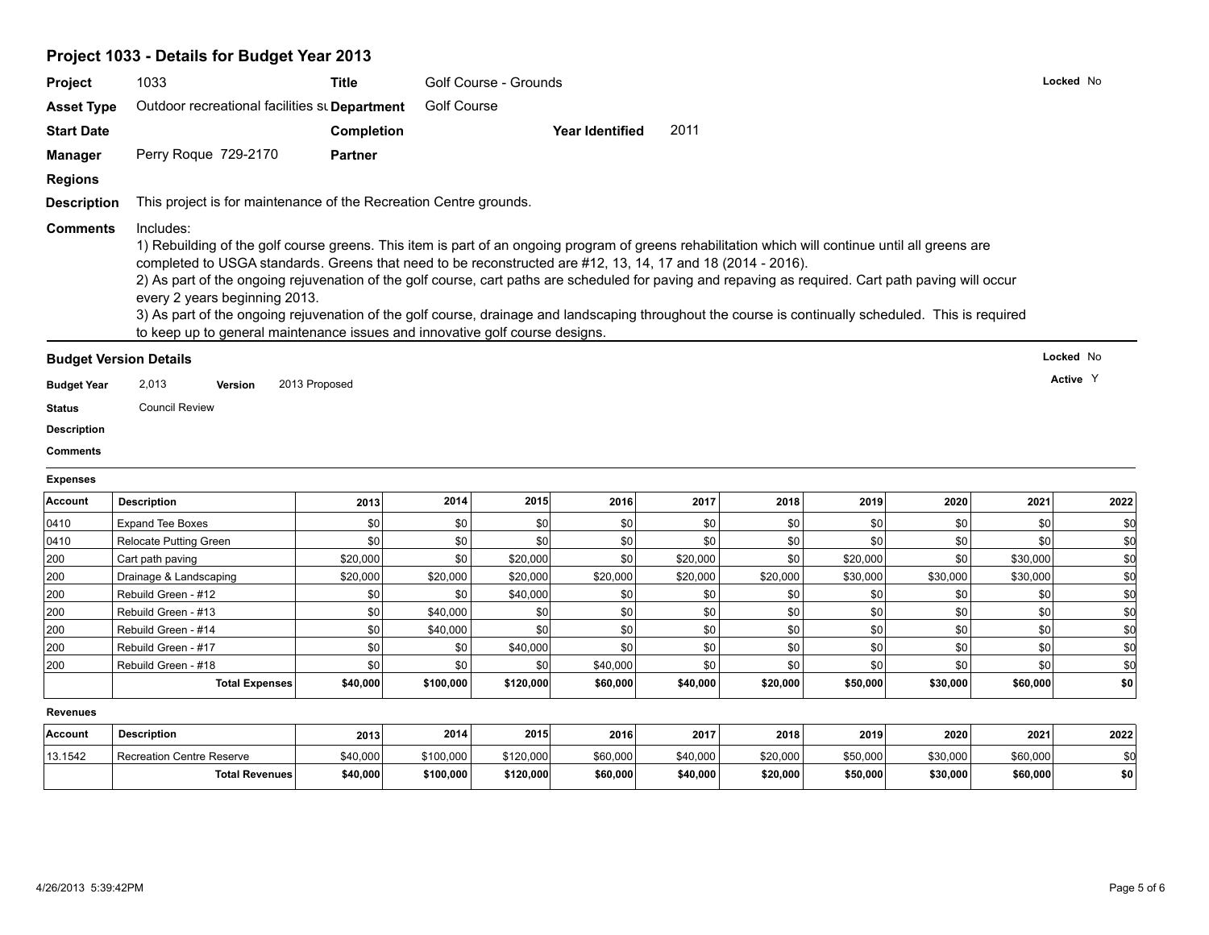## Project 1033 - Details for Budget Year 2013

**Project** 1033 **Title** Golf Course - Grounds **Locked** No

**Asset Type** Outdoor recreational facilities su **Department** Golf Course

**Start Date** **Completion** **Year Identified** 2011

**Manager** Perry Roque 729-2170 **Partner**

**Regions**

**Description** This project is for maintenance of the Recreation Centre grounds.

**Comments** Includes:

1) Rebuilding of the golf course greens. This item is part of an ongoing program of greens rehabilitation which will continue until all greens are completed to USGA standards. Greens that need to be reconstructed are #12, 13, 14, 17 and 18 (2014 - 2016).
2) As part of the ongoing rejuvenation of the golf course, cart paths are scheduled for paving and repaving as required. Cart path paving will occur every 2 years beginning 2013.
3) As part of the ongoing rejuvenation of the golf course, drainage and landscaping throughout the course is continually scheduled. This is required to keep up to general maintenance issues and innovative golf course designs.

### Budget Version Details

**Locked** No

**Active** Y

**Budget Year** 2,013 **Version** 2013 Proposed

**Status** Council Review

**Description**

**Comments**

**Expenses**

| Account | Description | 2013 | 2014 | 2015 | 2016 | 2017 | 2018 | 2019 | 2020 | 2021 | 2022 |
|---|---|---|---|---|---|---|---|---|---|---|---|
| 0410 | Expand Tee Boxes | $0 | $0 | $0 | $0 | $0 | $0 | $0 | $0 | $0 | $0 |
| 0410 | Relocate Putting Green | $0 | $0 | $0 | $0 | $0 | $0 | $0 | $0 | $0 | $0 |
| 200 | Cart path paving | $20,000 | $0 | $20,000 | $0 | $20,000 | $0 | $20,000 | $0 | $30,000 | $0 |
| 200 | Drainage & Landscaping | $20,000 | $20,000 | $20,000 | $20,000 | $20,000 | $20,000 | $30,000 | $30,000 | $30,000 | $0 |
| 200 | Rebuild Green - #12 | $0 | $0 | $40,000 | $0 | $0 | $0 | $0 | $0 | $0 | $0 |
| 200 | Rebuild Green - #13 | $0 | $40,000 | $0 | $0 | $0 | $0 | $0 | $0 | $0 | $0 |
| 200 | Rebuild Green - #14 | $0 | $40,000 | $0 | $0 | $0 | $0 | $0 | $0 | $0 | $0 |
| 200 | Rebuild Green - #17 | $0 | $0 | $40,000 | $0 | $0 | $0 | $0 | $0 | $0 | $0 |
| 200 | Rebuild Green - #18 | $0 | $0 | $0 | $40,000 | $0 | $0 | $0 | $0 | $0 | $0 |
| | **Total Expenses** | **$40,000** | **$100,000** | **$120,000** | **$60,000** | **$40,000** | **$20,000** | **$50,000** | **$30,000** | **$60,000** | **$0** |

**Revenues**

| Account | Description | 2013 | 2014 | 2015 | 2016 | 2017 | 2018 | 2019 | 2020 | 2021 | 2022 |
|---|---|---|---|---|---|---|---|---|---|---|---|
| 13.1542 | Recreation Centre Reserve | $40,000 | $100,000 | $120,000 | $60,000 | $40,000 | $20,000 | $50,000 | $30,000 | $60,000 | $0 |
| | **Total Revenues** | **$40,000** | **$100,000** | **$120,000** | **$60,000** | **$40,000** | **$20,000** | **$50,000** | **$30,000** | **$60,000** | **$0** |

4/26/2013 5:39:42PM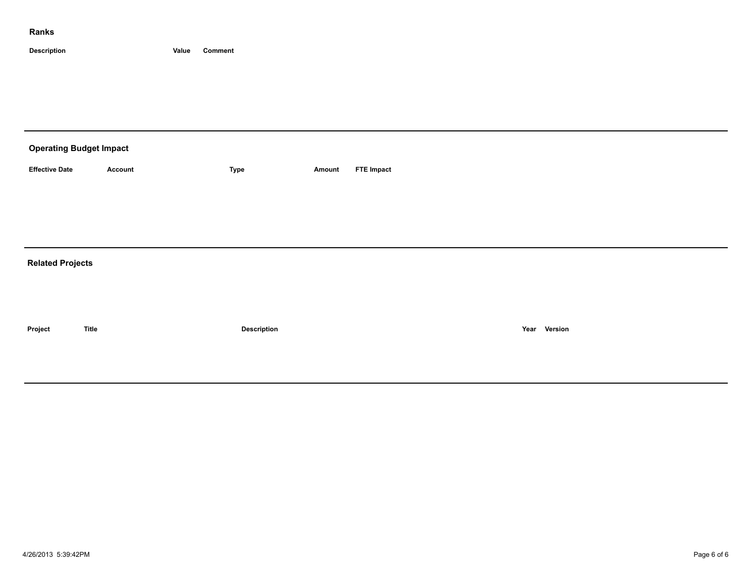## Ranks

| Description | Value | Comment |
|---|---|---|

## Operating Budget Impact

| Effective Date | Account | Type | Amount | FTE Impact |
|---|---|---|---|---|

## Related Projects

| Project | Title | Description | Year | Version |
|---|---|---|---|---|